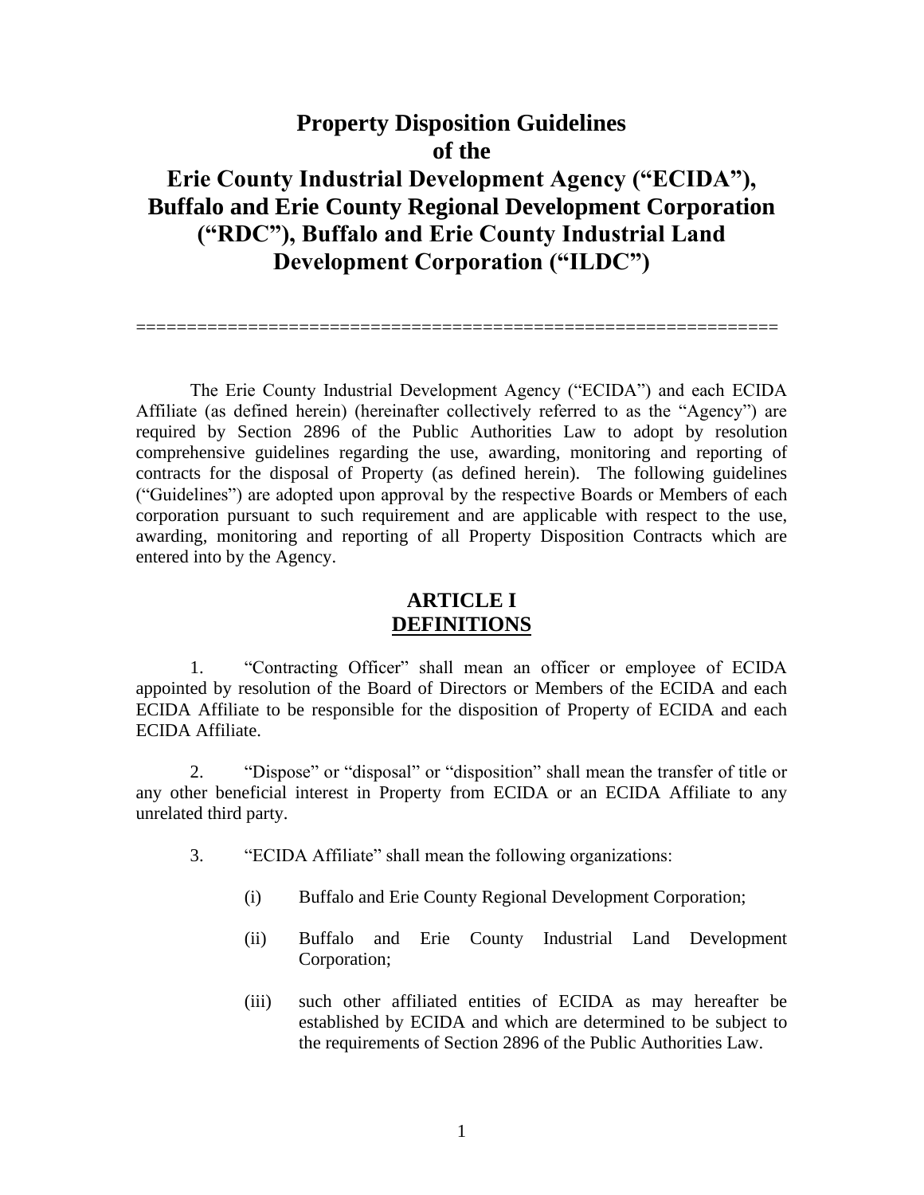# Property Disposition Guidelines of the Erie County Industrial Development Agency ("ECIDA"), Buffalo and Erie County Regional Development Corporation ("RDC"), Buffalo and Erie County Industrial Land Development Corporation ("ILDC")

================================================================

The Erie County Industrial Development Agency ("ECIDA") and each ECIDA Affiliate (as defined herein) (hereinafter collectively referred to as the "Agency") are required by Section 2896 of the Public Authorities Law to adopt by resolution comprehensive guidelines regarding the use, awarding, monitoring and reporting of contracts for the disposal of Property (as defined herein). The following guidelines ("Guidelines") are adopted upon approval by the respective Boards or Members of each corporation pursuant to such requirement and are applicable with respect to the use, awarding, monitoring and reporting of all Property Disposition Contracts which are entered into by the Agency.

## ARTICLE I
## DEFINITIONS

1. "Contracting Officer" shall mean an officer or employee of ECIDA appointed by resolution of the Board of Directors or Members of the ECIDA and each ECIDA Affiliate to be responsible for the disposition of Property of ECIDA and each ECIDA Affiliate.

2. "Dispose" or "disposal" or "disposition" shall mean the transfer of title or any other beneficial interest in Property from ECIDA or an ECIDA Affiliate to any unrelated third party.

3. "ECIDA Affiliate" shall mean the following organizations:

   (i) Buffalo and Erie County Regional Development Corporation;

   (ii) Buffalo and Erie County Industrial Land Development Corporation;

   (iii) such other affiliated entities of ECIDA as may hereafter be established by ECIDA and which are determined to be subject to the requirements of Section 2896 of the Public Authorities Law.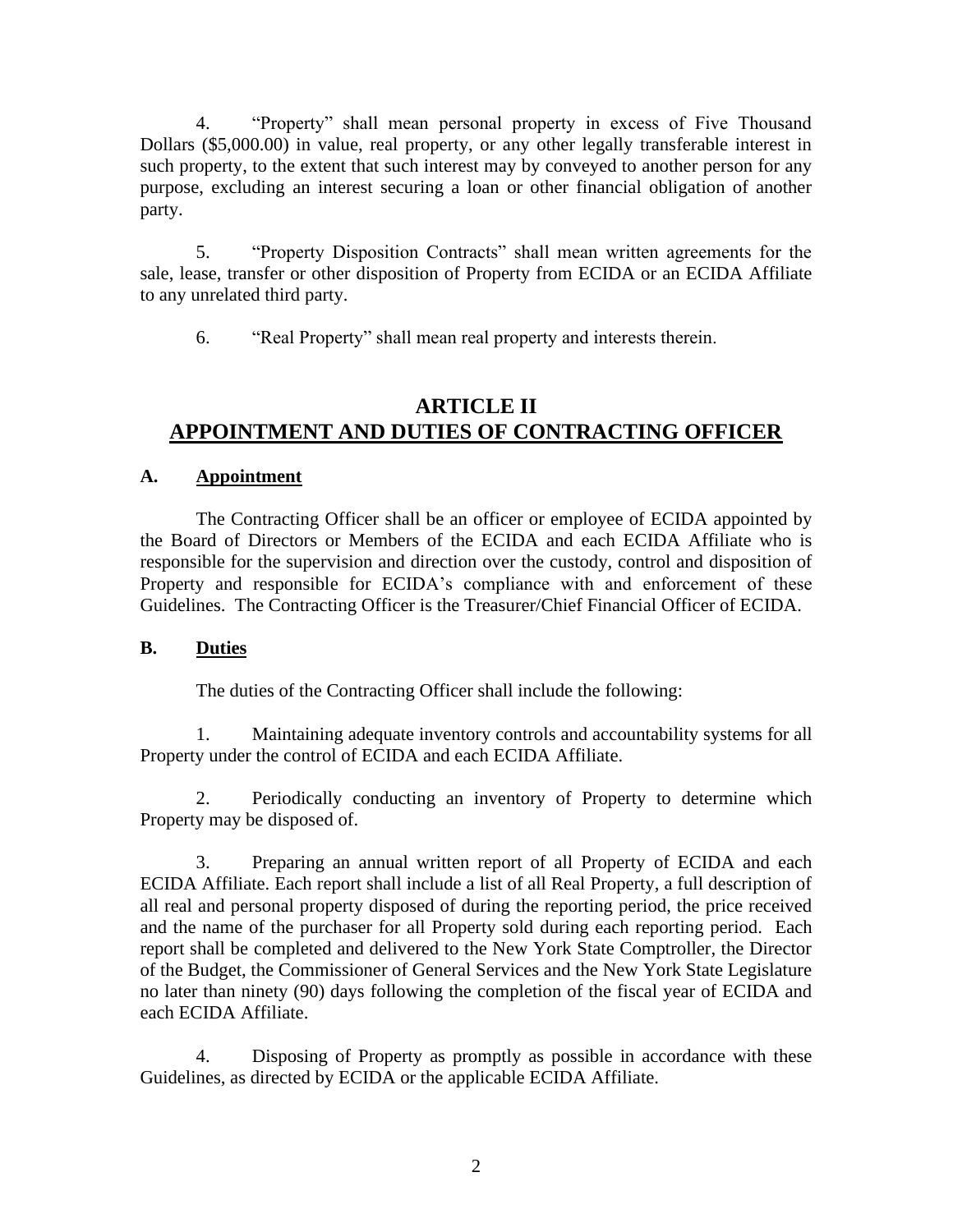4. "Property" shall mean personal property in excess of Five Thousand Dollars ($5,000.00) in value, real property, or any other legally transferable interest in such property, to the extent that such interest may by conveyed to another person for any purpose, excluding an interest securing a loan or other financial obligation of another party.

5. "Property Disposition Contracts" shall mean written agreements for the sale, lease, transfer or other disposition of Property from ECIDA or an ECIDA Affiliate to any unrelated third party.

6. "Real Property" shall mean real property and interests therein.

## ARTICLE II
## APPOINTMENT AND DUTIES OF CONTRACTING OFFICER

### A. Appointment

The Contracting Officer shall be an officer or employee of ECIDA appointed by the Board of Directors or Members of the ECIDA and each ECIDA Affiliate who is responsible for the supervision and direction over the custody, control and disposition of Property and responsible for ECIDA's compliance with and enforcement of these Guidelines. The Contracting Officer is the Treasurer/Chief Financial Officer of ECIDA.

### B. Duties

The duties of the Contracting Officer shall include the following:

1. Maintaining adequate inventory controls and accountability systems for all Property under the control of ECIDA and each ECIDA Affiliate.

2. Periodically conducting an inventory of Property to determine which Property may be disposed of.

3. Preparing an annual written report of all Property of ECIDA and each ECIDA Affiliate. Each report shall include a list of all Real Property, a full description of all real and personal property disposed of during the reporting period, the price received and the name of the purchaser for all Property sold during each reporting period. Each report shall be completed and delivered to the New York State Comptroller, the Director of the Budget, the Commissioner of General Services and the New York State Legislature no later than ninety (90) days following the completion of the fiscal year of ECIDA and each ECIDA Affiliate.

4. Disposing of Property as promptly as possible in accordance with these Guidelines, as directed by ECIDA or the applicable ECIDA Affiliate.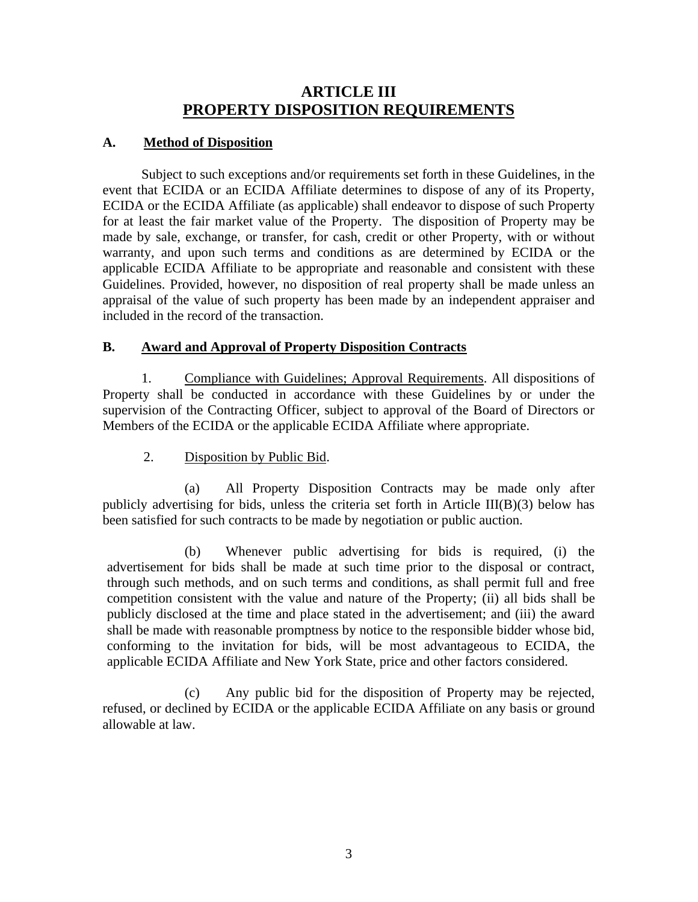# ARTICLE III
# PROPERTY DISPOSITION REQUIREMENTS

## A. Method of Disposition

Subject to such exceptions and/or requirements set forth in these Guidelines, in the event that ECIDA or an ECIDA Affiliate determines to dispose of any of its Property, ECIDA or the ECIDA Affiliate (as applicable) shall endeavor to dispose of such Property for at least the fair market value of the Property. The disposition of Property may be made by sale, exchange, or transfer, for cash, credit or other Property, with or without warranty, and upon such terms and conditions as are determined by ECIDA or the applicable ECIDA Affiliate to be appropriate and reasonable and consistent with these Guidelines. Provided, however, no disposition of real property shall be made unless an appraisal of the value of such property has been made by an independent appraiser and included in the record of the transaction.

## B. Award and Approval of Property Disposition Contracts

1. Compliance with Guidelines; Approval Requirements. All dispositions of Property shall be conducted in accordance with these Guidelines by or under the supervision of the Contracting Officer, subject to approval of the Board of Directors or Members of the ECIDA or the applicable ECIDA Affiliate where appropriate.

2. Disposition by Public Bid.

(a) All Property Disposition Contracts may be made only after publicly advertising for bids, unless the criteria set forth in Article III(B)(3) below has been satisfied for such contracts to be made by negotiation or public auction.

(b) Whenever public advertising for bids is required, (i) the advertisement for bids shall be made at such time prior to the disposal or contract, through such methods, and on such terms and conditions, as shall permit full and free competition consistent with the value and nature of the Property; (ii) all bids shall be publicly disclosed at the time and place stated in the advertisement; and (iii) the award shall be made with reasonable promptness by notice to the responsible bidder whose bid, conforming to the invitation for bids, will be most advantageous to ECIDA, the applicable ECIDA Affiliate and New York State, price and other factors considered.

(c) Any public bid for the disposition of Property may be rejected, refused, or declined by ECIDA or the applicable ECIDA Affiliate on any basis or ground allowable at law.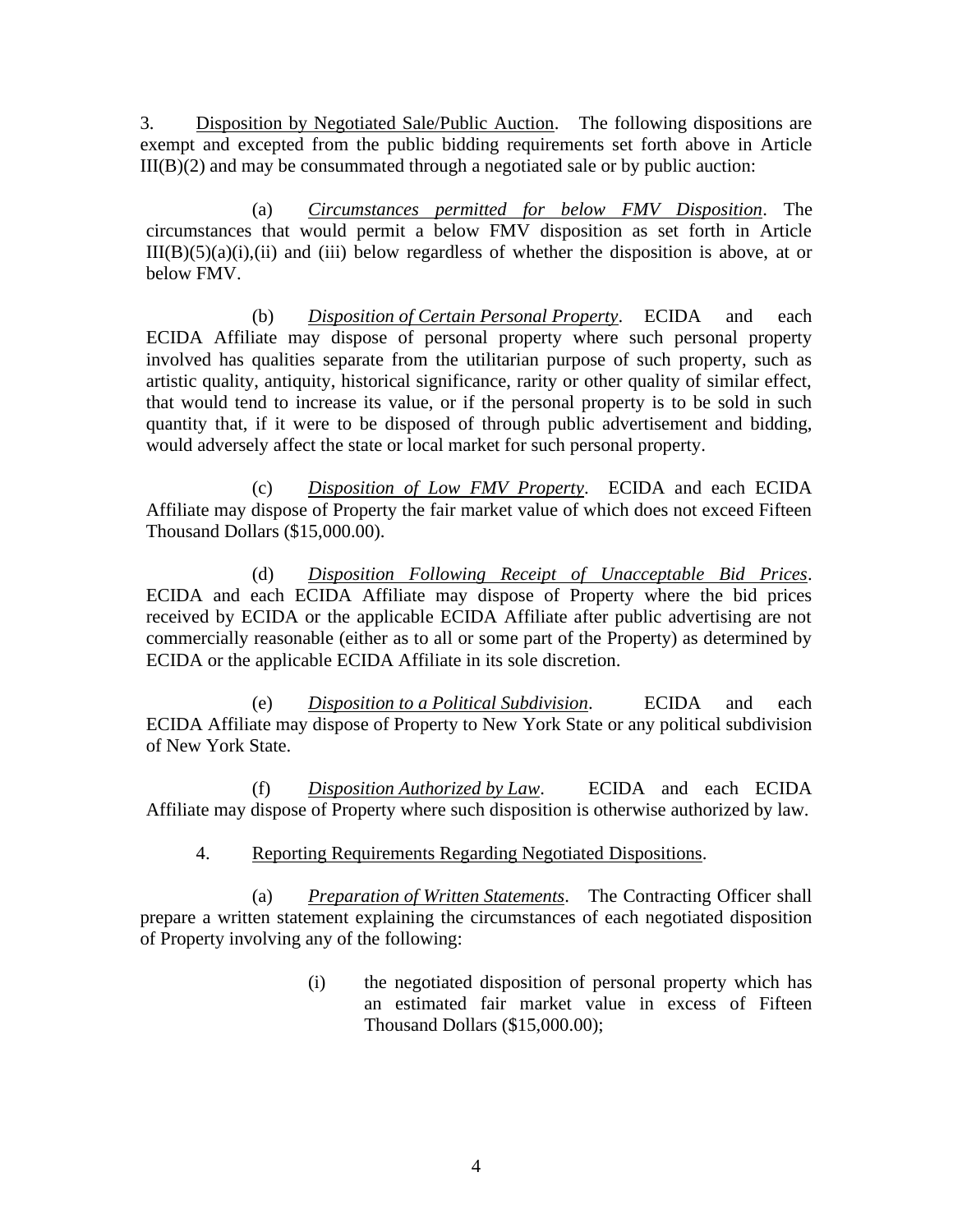3. <u>Disposition by Negotiated Sale/Public Auction</u>. The following dispositions are exempt and excepted from the public bidding requirements set forth above in Article III(B)(2) and may be consummated through a negotiated sale or by public auction:

(a) <u>*Circumstances permitted for below FMV Disposition*</u>. The circumstances that would permit a below FMV disposition as set forth in Article III(B)(5)(a)(i),(ii) and (iii) below regardless of whether the disposition is above, at or below FMV.

(b) <u>*Disposition of Certain Personal Property*</u>. ECIDA and each ECIDA Affiliate may dispose of personal property where such personal property involved has qualities separate from the utilitarian purpose of such property, such as artistic quality, antiquity, historical significance, rarity or other quality of similar effect, that would tend to increase its value, or if the personal property is to be sold in such quantity that, if it were to be disposed of through public advertisement and bidding, would adversely affect the state or local market for such personal property.

(c) <u>*Disposition of Low FMV Property*</u>. ECIDA and each ECIDA Affiliate may dispose of Property the fair market value of which does not exceed Fifteen Thousand Dollars ($15,000.00).

(d) <u>*Disposition Following Receipt of Unacceptable Bid Prices*</u>. ECIDA and each ECIDA Affiliate may dispose of Property where the bid prices received by ECIDA or the applicable ECIDA Affiliate after public advertising are not commercially reasonable (either as to all or some part of the Property) as determined by ECIDA or the applicable ECIDA Affiliate in its sole discretion.

(e) <u>*Disposition to a Political Subdivision*</u>. ECIDA and each ECIDA Affiliate may dispose of Property to New York State or any political subdivision of New York State.

(f) <u>*Disposition Authorized by Law*</u>. ECIDA and each ECIDA Affiliate may dispose of Property where such disposition is otherwise authorized by law.

4. <u>Reporting Requirements Regarding Negotiated Dispositions</u>.

(a) <u>*Preparation of Written Statements*</u>. The Contracting Officer shall prepare a written statement explaining the circumstances of each negotiated disposition of Property involving any of the following:

(i) the negotiated disposition of personal property which has an estimated fair market value in excess of Fifteen Thousand Dollars ($15,000.00);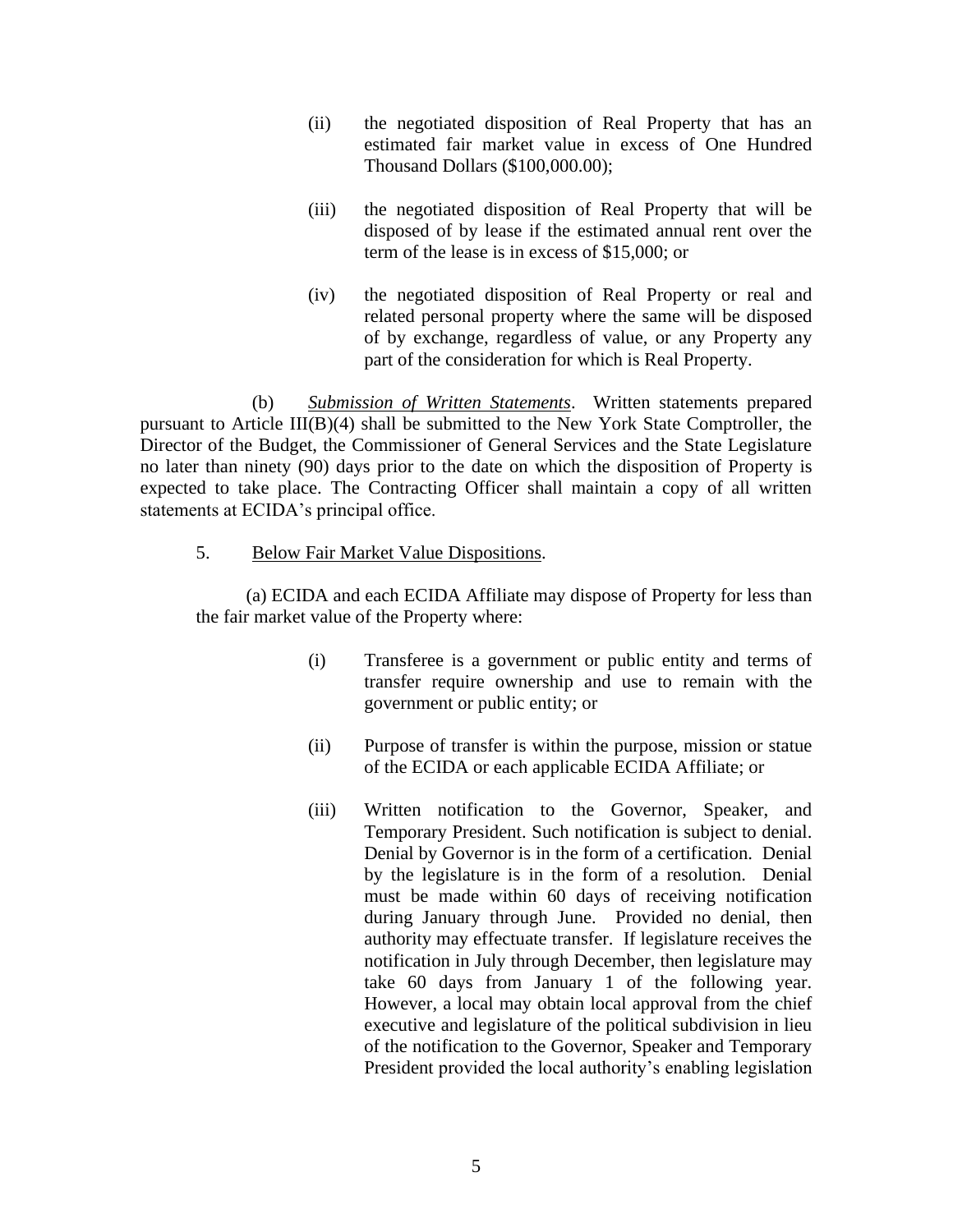(ii) the negotiated disposition of Real Property that has an estimated fair market value in excess of One Hundred Thousand Dollars ($100,000.00);

(iii) the negotiated disposition of Real Property that will be disposed of by lease if the estimated annual rent over the term of the lease is in excess of $15,000; or

(iv) the negotiated disposition of Real Property or real and related personal property where the same will be disposed of by exchange, regardless of value, or any Property any part of the consideration for which is Real Property.

(b) *Submission of Written Statements*. Written statements prepared pursuant to Article III(B)(4) shall be submitted to the New York State Comptroller, the Director of the Budget, the Commissioner of General Services and the State Legislature no later than ninety (90) days prior to the date on which the disposition of Property is expected to take place. The Contracting Officer shall maintain a copy of all written statements at ECIDA's principal office.

5. Below Fair Market Value Dispositions.

(a) ECIDA and each ECIDA Affiliate may dispose of Property for less than the fair market value of the Property where:

(i) Transferee is a government or public entity and terms of transfer require ownership and use to remain with the government or public entity; or

(ii) Purpose of transfer is within the purpose, mission or statue of the ECIDA or each applicable ECIDA Affiliate; or

(iii) Written notification to the Governor, Speaker, and Temporary President. Such notification is subject to denial. Denial by Governor is in the form of a certification. Denial by the legislature is in the form of a resolution. Denial must be made within 60 days of receiving notification during January through June. Provided no denial, then authority may effectuate transfer. If legislature receives the notification in July through December, then legislature may take 60 days from January 1 of the following year. However, a local may obtain local approval from the chief executive and legislature of the political subdivision in lieu of the notification to the Governor, Speaker and Temporary President provided the local authority's enabling legislation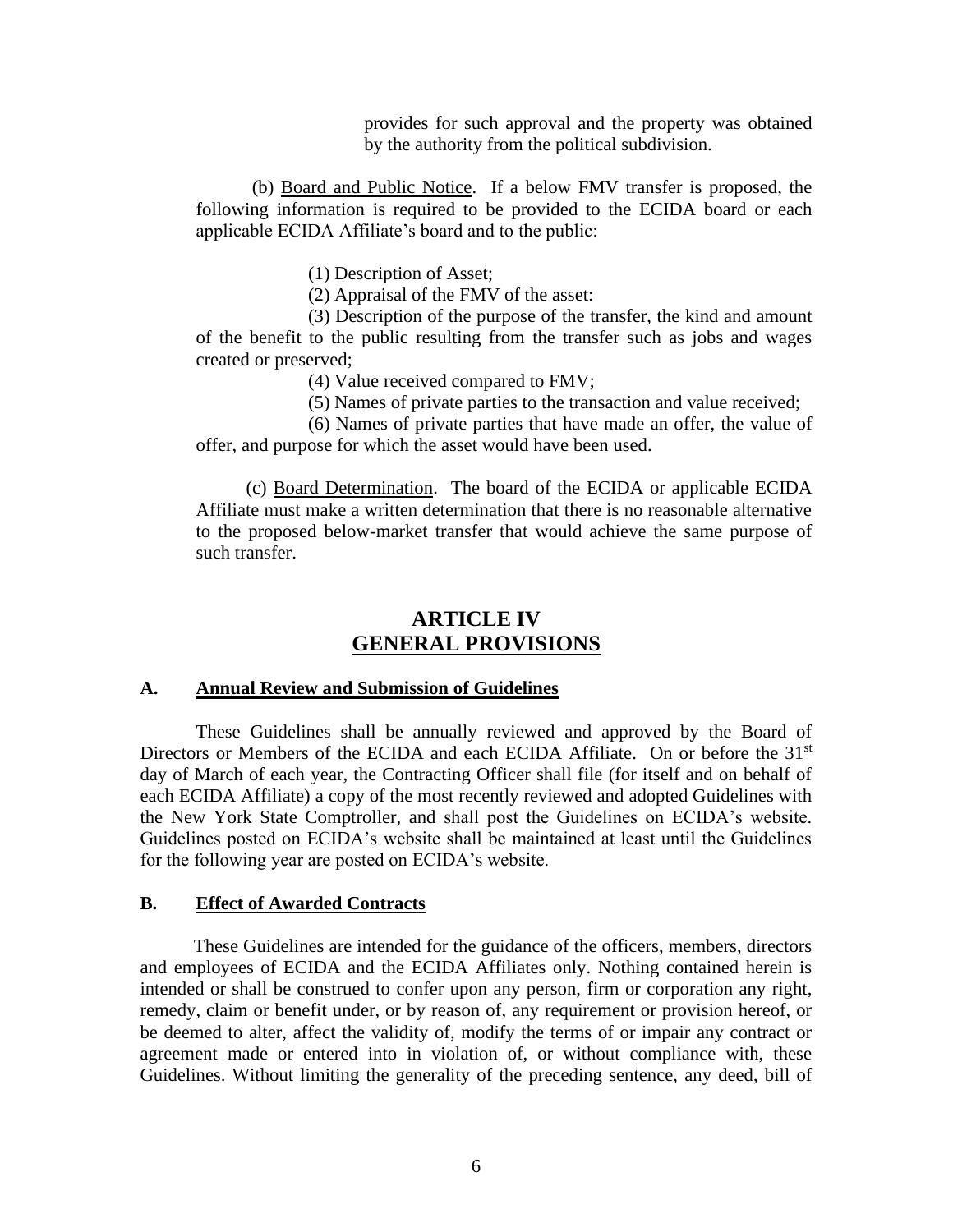provides for such approval and the property was obtained by the authority from the political subdivision.

(b) Board and Public Notice. If a below FMV transfer is proposed, the following information is required to be provided to the ECIDA board or each applicable ECIDA Affiliate's board and to the public:

(1) Description of Asset;

(2) Appraisal of the FMV of the asset:

(3) Description of the purpose of the transfer, the kind and amount of the benefit to the public resulting from the transfer such as jobs and wages created or preserved;

(4) Value received compared to FMV;

(5) Names of private parties to the transaction and value received;

(6) Names of private parties that have made an offer, the value of offer, and purpose for which the asset would have been used.

(c) Board Determination. The board of the ECIDA or applicable ECIDA Affiliate must make a written determination that there is no reasonable alternative to the proposed below-market transfer that would achieve the same purpose of such transfer.

## ARTICLE IV
## GENERAL PROVISIONS

### A. Annual Review and Submission of Guidelines

These Guidelines shall be annually reviewed and approved by the Board of Directors or Members of the ECIDA and each ECIDA Affiliate. On or before the 31st day of March of each year, the Contracting Officer shall file (for itself and on behalf of each ECIDA Affiliate) a copy of the most recently reviewed and adopted Guidelines with the New York State Comptroller, and shall post the Guidelines on ECIDA's website. Guidelines posted on ECIDA's website shall be maintained at least until the Guidelines for the following year are posted on ECIDA's website.

### B. Effect of Awarded Contracts

These Guidelines are intended for the guidance of the officers, members, directors and employees of ECIDA and the ECIDA Affiliates only. Nothing contained herein is intended or shall be construed to confer upon any person, firm or corporation any right, remedy, claim or benefit under, or by reason of, any requirement or provision hereof, or be deemed to alter, affect the validity of, modify the terms of or impair any contract or agreement made or entered into in violation of, or without compliance with, these Guidelines. Without limiting the generality of the preceding sentence, any deed, bill of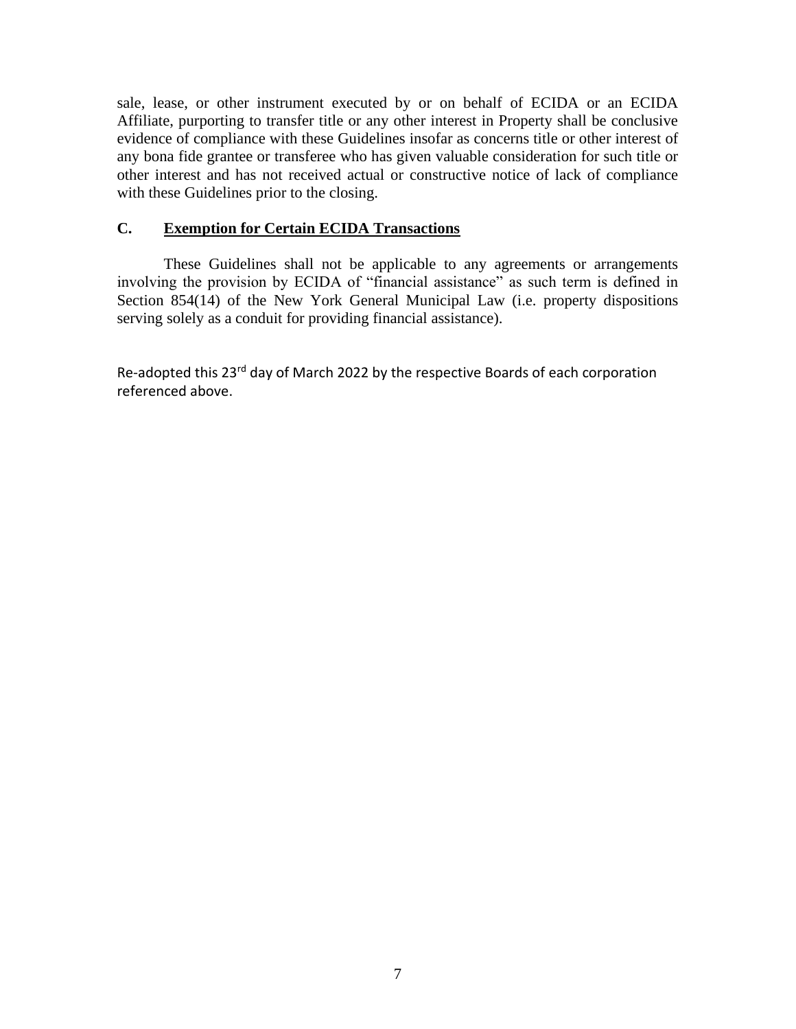sale, lease, or other instrument executed by or on behalf of ECIDA or an ECIDA Affiliate, purporting to transfer title or any other interest in Property shall be conclusive evidence of compliance with these Guidelines insofar as concerns title or other interest of any bona fide grantee or transferee who has given valuable consideration for such title or other interest and has not received actual or constructive notice of lack of compliance with these Guidelines prior to the closing.

### C. Exemption for Certain ECIDA Transactions

These Guidelines shall not be applicable to any agreements or arrangements involving the provision by ECIDA of "financial assistance" as such term is defined in Section 854(14) of the New York General Municipal Law (i.e. property dispositions serving solely as a conduit for providing financial assistance).

Re-adopted this 23rd day of March 2022 by the respective Boards of each corporation referenced above.